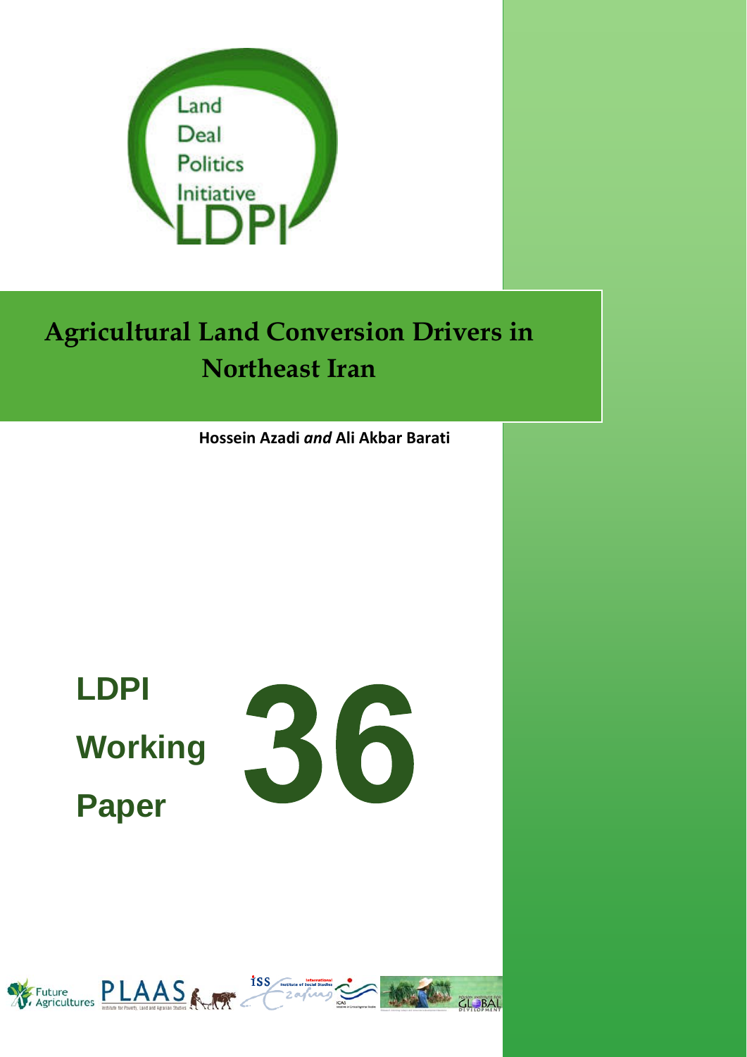Land Deal Politics Initiative

LDPI

# Agricultural Land Conversion Drivers in Northeast Iran

**Hossein Azadi *and* Ali Akbar Barati**

**LDPI Working Paper 36**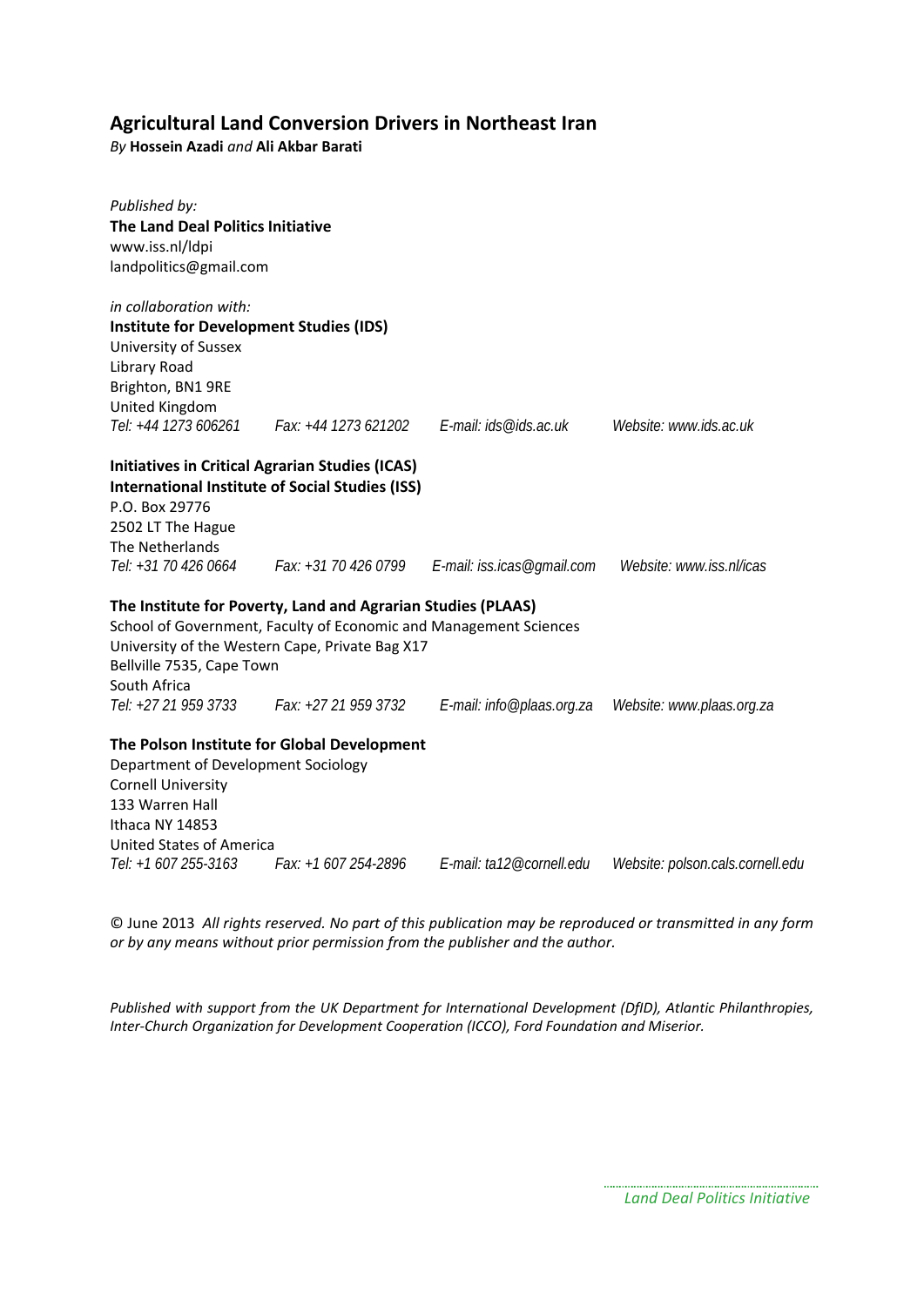# Agricultural Land Conversion Drivers in Northeast Iran

*By* **Hossein Azadi** *and* **Ali Akbar Barati**

*Published by:*
**The Land Deal Politics Initiative**
www.iss.nl/ldpi
landpolitics@gmail.com

*in collaboration with:*
**Institute for Development Studies (IDS)**
University of Sussex
Library Road
Brighton, BN1 9RE
United Kingdom
*Tel: +44 1273 606261* *Fax: +44 1273 621202* *E-mail: ids@ids.ac.uk* *Website: www.ids.ac.uk*

**Initiatives in Critical Agrarian Studies (ICAS)**
**International Institute of Social Studies (ISS)**
P.O. Box 29776
2502 LT The Hague
The Netherlands
*Tel: +31 70 426 0664* *Fax: +31 70 426 0799* *E-mail: iss.icas@gmail.com* *Website: www.iss.nl/icas*

**The Institute for Poverty, Land and Agrarian Studies (PLAAS)**
School of Government, Faculty of Economic and Management Sciences
University of the Western Cape, Private Bag X17
Bellville 7535, Cape Town
South Africa
*Tel: +27 21 959 3733* *Fax: +27 21 959 3732* *E-mail: info@plaas.org.za* *Website: www.plaas.org.za*

**The Polson Institute for Global Development**
Department of Development Sociology
Cornell University
133 Warren Hall
Ithaca NY 14853
United States of America
*Tel: +1 607 255-3163* *Fax: +1 607 254-2896* *E-mail: ta12@cornell.edu* *Website: polson.cals.cornell.edu*

© June 2013 *All rights reserved. No part of this publication may be reproduced or transmitted in any form or by any means without prior permission from the publisher and the author.*

*Published with support from the UK Department for International Development (DfID), Atlantic Philanthropies, Inter-Church Organization for Development Cooperation (ICCO), Ford Foundation and Miserior.*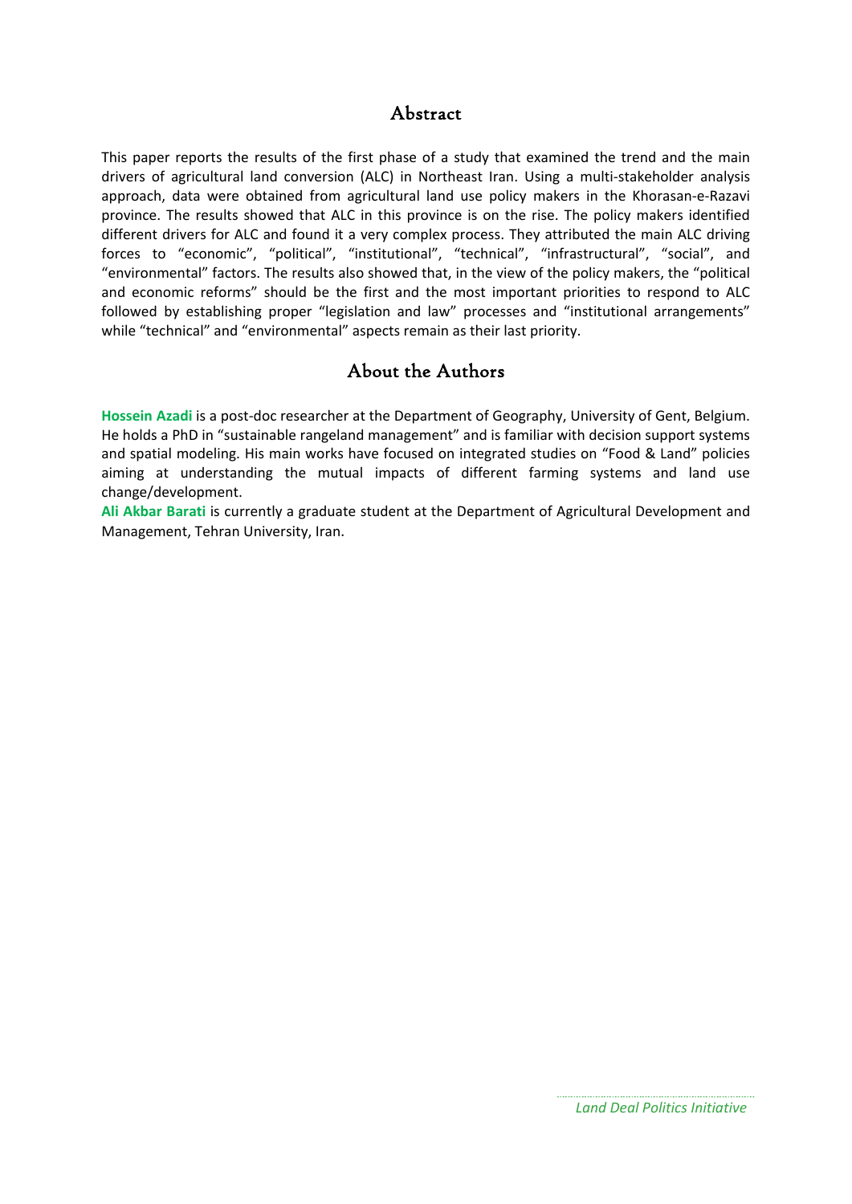## Abstract

This paper reports the results of the first phase of a study that examined the trend and the main drivers of agricultural land conversion (ALC) in Northeast Iran. Using a multi-stakeholder analysis approach, data were obtained from agricultural land use policy makers in the Khorasan-e-Razavi province. The results showed that ALC in this province is on the rise. The policy makers identified different drivers for ALC and found it a very complex process. They attributed the main ALC driving forces to "economic", "political", "institutional", "technical", "infrastructural", "social", and "environmental" factors. The results also showed that, in the view of the policy makers, the "political and economic reforms" should be the first and the most important priorities to respond to ALC followed by establishing proper "legislation and law" processes and "institutional arrangements" while "technical" and "environmental" aspects remain as their last priority.

## About the Authors

**Hossein Azadi** is a post-doc researcher at the Department of Geography, University of Gent, Belgium. He holds a PhD in "sustainable rangeland management" and is familiar with decision support systems and spatial modeling. His main works have focused on integrated studies on "Food & Land" policies aiming at understanding the mutual impacts of different farming systems and land use change/development.

**Ali Akbar Barati** is currently a graduate student at the Department of Agricultural Development and Management, Tehran University, Iran.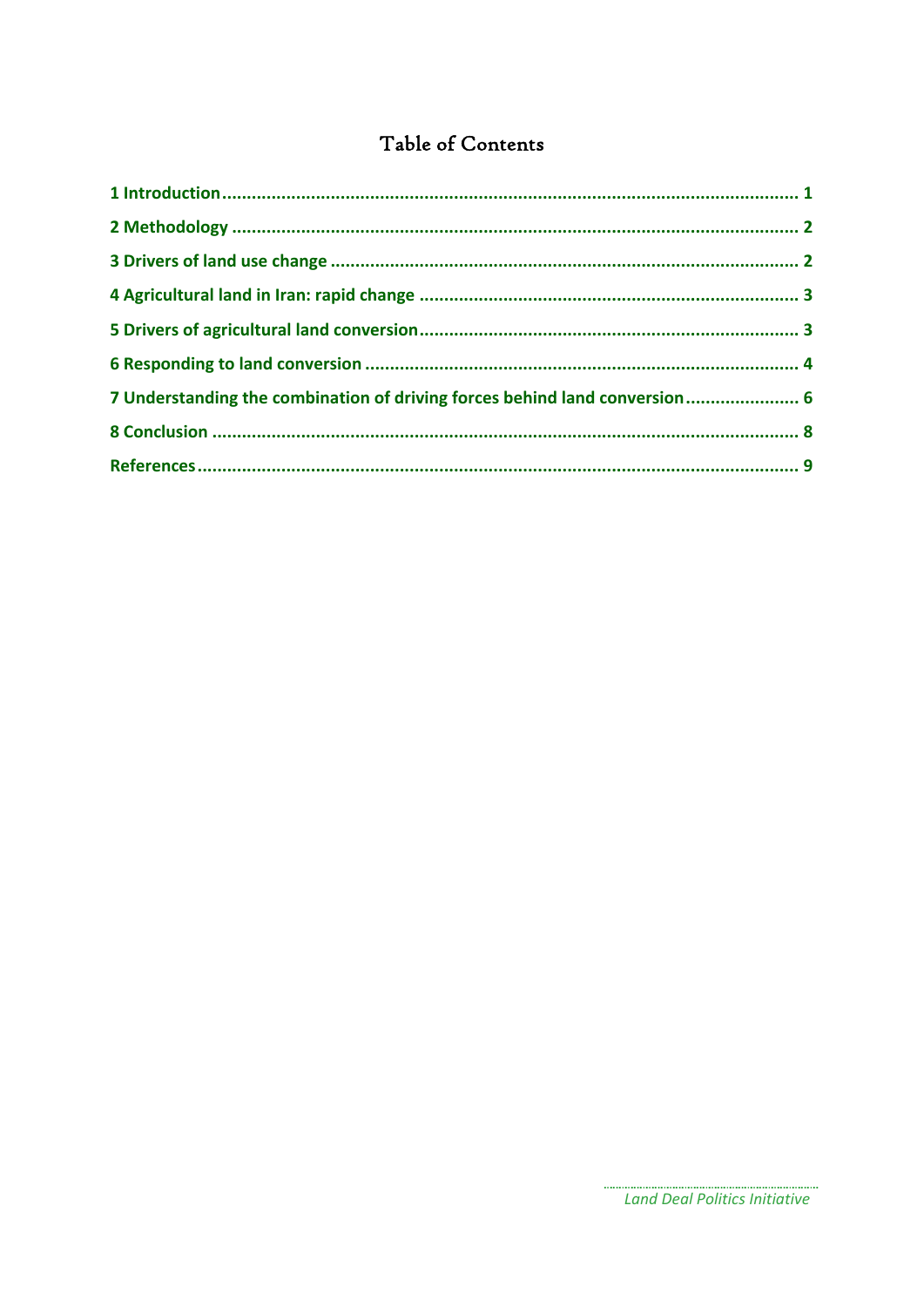# Table of Contents

1 Introduction ........................................................................................................... 1

2 Methodology ........................................................................................................ 2

3 Drivers of land use change ................................................................................ 2

4 Agricultural land in Iran: rapid change ............................................................ 3

5 Drivers of agricultural land conversion ............................................................ 3

6 Responding to land conversion .......................................................................... 4

7 Understanding the combination of driving forces behind land conversion ....................... 6

8 Conclusion ............................................................................................................ 8

References ................................................................................................................ 9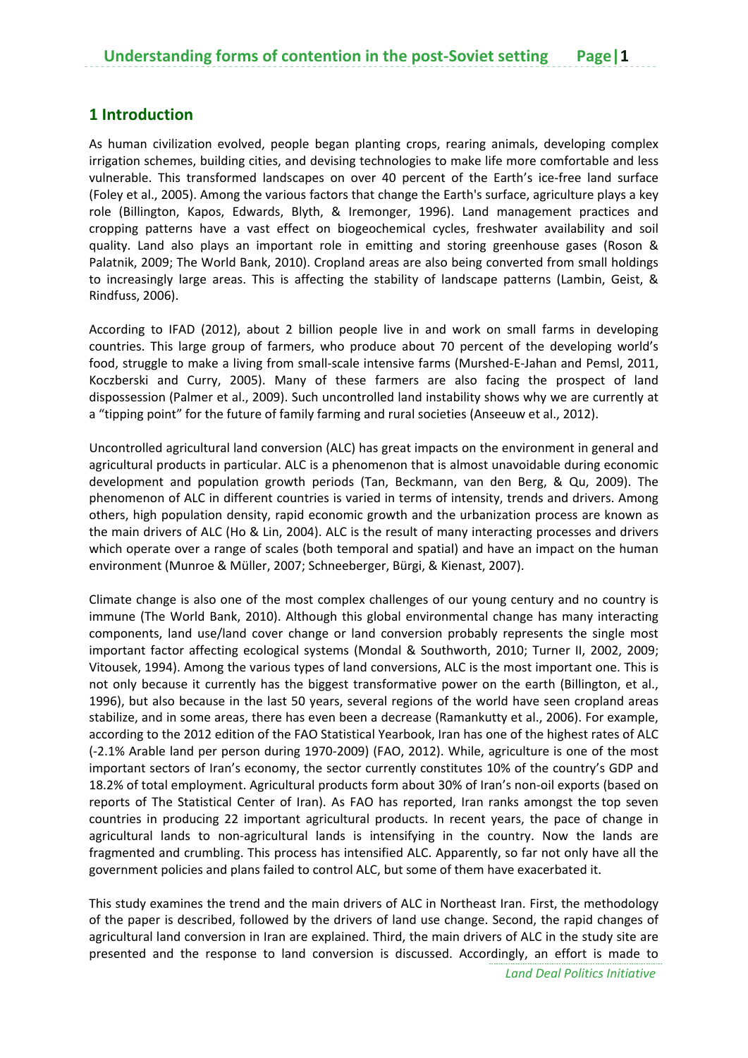## 1 Introduction

As human civilization evolved, people began planting crops, rearing animals, developing complex irrigation schemes, building cities, and devising technologies to make life more comfortable and less vulnerable. This transformed landscapes on over 40 percent of the Earth's ice-free land surface (Foley et al., 2005). Among the various factors that change the Earth's surface, agriculture plays a key role (Billington, Kapos, Edwards, Blyth, & Iremonger, 1996). Land management practices and cropping patterns have a vast effect on biogeochemical cycles, freshwater availability and soil quality. Land also plays an important role in emitting and storing greenhouse gases (Roson & Palatnik, 2009; The World Bank, 2010). Cropland areas are also being converted from small holdings to increasingly large areas. This is affecting the stability of landscape patterns (Lambin, Geist, & Rindfuss, 2006).

According to IFAD (2012), about 2 billion people live in and work on small farms in developing countries. This large group of farmers, who produce about 70 percent of the developing world's food, struggle to make a living from small-scale intensive farms (Murshed-E-Jahan and Pemsl, 2011, Koczberski and Curry, 2005). Many of these farmers are also facing the prospect of land dispossession (Palmer et al., 2009). Such uncontrolled land instability shows why we are currently at a "tipping point" for the future of family farming and rural societies (Anseeuw et al., 2012).

Uncontrolled agricultural land conversion (ALC) has great impacts on the environment in general and agricultural products in particular. ALC is a phenomenon that is almost unavoidable during economic development and population growth periods (Tan, Beckmann, van den Berg, & Qu, 2009). The phenomenon of ALC in different countries is varied in terms of intensity, trends and drivers. Among others, high population density, rapid economic growth and the urbanization process are known as the main drivers of ALC (Ho & Lin, 2004). ALC is the result of many interacting processes and drivers which operate over a range of scales (both temporal and spatial) and have an impact on the human environment (Munroe & Müller, 2007; Schneeberger, Bürgi, & Kienast, 2007).

Climate change is also one of the most complex challenges of our young century and no country is immune (The World Bank, 2010). Although this global environmental change has many interacting components, land use/land cover change or land conversion probably represents the single most important factor affecting ecological systems (Mondal & Southworth, 2010; Turner II, 2002, 2009; Vitousek, 1994). Among the various types of land conversions, ALC is the most important one. This is not only because it currently has the biggest transformative power on the earth (Billington, et al., 1996), but also because in the last 50 years, several regions of the world have seen cropland areas stabilize, and in some areas, there has even been a decrease (Ramankutty et al., 2006). For example, according to the 2012 edition of the FAO Statistical Yearbook, Iran has one of the highest rates of ALC (-2.1% Arable land per person during 1970-2009) (FAO, 2012). While, agriculture is one of the most important sectors of Iran's economy, the sector currently constitutes 10% of the country's GDP and 18.2% of total employment. Agricultural products form about 30% of Iran's non-oil exports (based on reports of The Statistical Center of Iran). As FAO has reported, Iran ranks amongst the top seven countries in producing 22 important agricultural products. In recent years, the pace of change in agricultural lands to non-agricultural lands is intensifying in the country. Now the lands are fragmented and crumbling. This process has intensified ALC. Apparently, so far not only have all the government policies and plans failed to control ALC, but some of them have exacerbated it.

This study examines the trend and the main drivers of ALC in Northeast Iran. First, the methodology of the paper is described, followed by the drivers of land use change. Second, the rapid changes of agricultural land conversion in Iran are explained. Third, the main drivers of ALC in the study site are presented and the response to land conversion is discussed. Accordingly, an effort is made to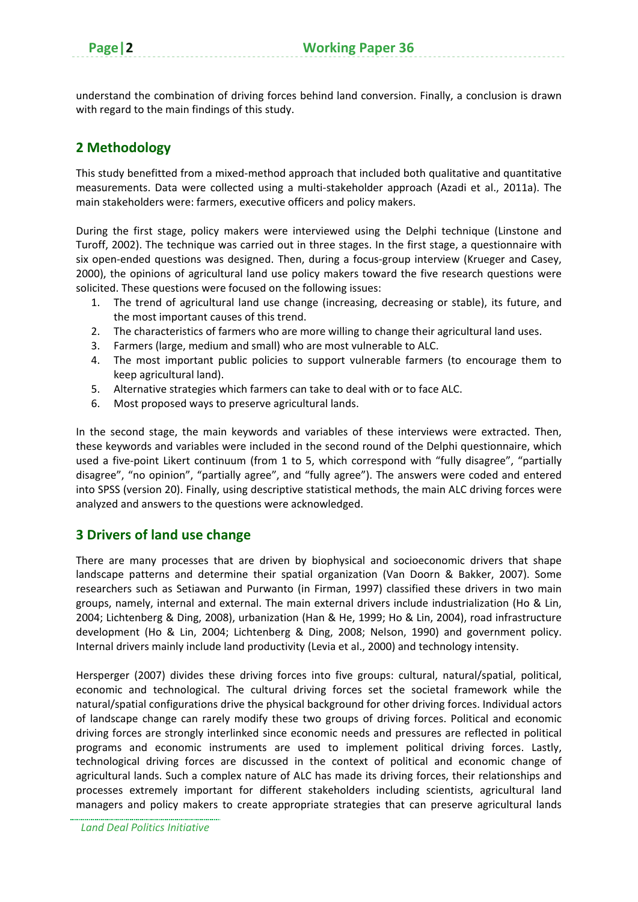understand the combination of driving forces behind land conversion. Finally, a conclusion is drawn with regard to the main findings of this study.

## 2 Methodology

This study benefitted from a mixed-method approach that included both qualitative and quantitative measurements. Data were collected using a multi-stakeholder approach (Azadi et al., 2011a). The main stakeholders were: farmers, executive officers and policy makers.

During the first stage, policy makers were interviewed using the Delphi technique (Linstone and Turoff, 2002). The technique was carried out in three stages. In the first stage, a questionnaire with six open-ended questions was designed. Then, during a focus-group interview (Krueger and Casey, 2000), the opinions of agricultural land use policy makers toward the five research questions were solicited. These questions were focused on the following issues:

1. The trend of agricultural land use change (increasing, decreasing or stable), its future, and the most important causes of this trend.
2. The characteristics of farmers who are more willing to change their agricultural land uses.
3. Farmers (large, medium and small) who are most vulnerable to ALC.
4. The most important public policies to support vulnerable farmers (to encourage them to keep agricultural land).
5. Alternative strategies which farmers can take to deal with or to face ALC.
6. Most proposed ways to preserve agricultural lands.

In the second stage, the main keywords and variables of these interviews were extracted. Then, these keywords and variables were included in the second round of the Delphi questionnaire, which used a five-point Likert continuum (from 1 to 5, which correspond with "fully disagree", "partially disagree", "no opinion", "partially agree", and "fully agree"). The answers were coded and entered into SPSS (version 20). Finally, using descriptive statistical methods, the main ALC driving forces were analyzed and answers to the questions were acknowledged.

## 3 Drivers of land use change

There are many processes that are driven by biophysical and socioeconomic drivers that shape landscape patterns and determine their spatial organization (Van Doorn & Bakker, 2007). Some researchers such as Setiawan and Purwanto (in Firman, 1997) classified these drivers in two main groups, namely, internal and external. The main external drivers include industrialization (Ho & Lin, 2004; Lichtenberg & Ding, 2008), urbanization (Han & He, 1999; Ho & Lin, 2004), road infrastructure development (Ho & Lin, 2004; Lichtenberg & Ding, 2008; Nelson, 1990) and government policy. Internal drivers mainly include land productivity (Levia et al., 2000) and technology intensity.

Hersperger (2007) divides these driving forces into five groups: cultural, natural/spatial, political, economic and technological. The cultural driving forces set the societal framework while the natural/spatial configurations drive the physical background for other driving forces. Individual actors of landscape change can rarely modify these two groups of driving forces. Political and economic driving forces are strongly interlinked since economic needs and pressures are reflected in political programs and economic instruments are used to implement political driving forces. Lastly, technological driving forces are discussed in the context of political and economic change of agricultural lands. Such a complex nature of ALC has made its driving forces, their relationships and processes extremely important for different stakeholders including scientists, agricultural land managers and policy makers to create appropriate strategies that can preserve agricultural lands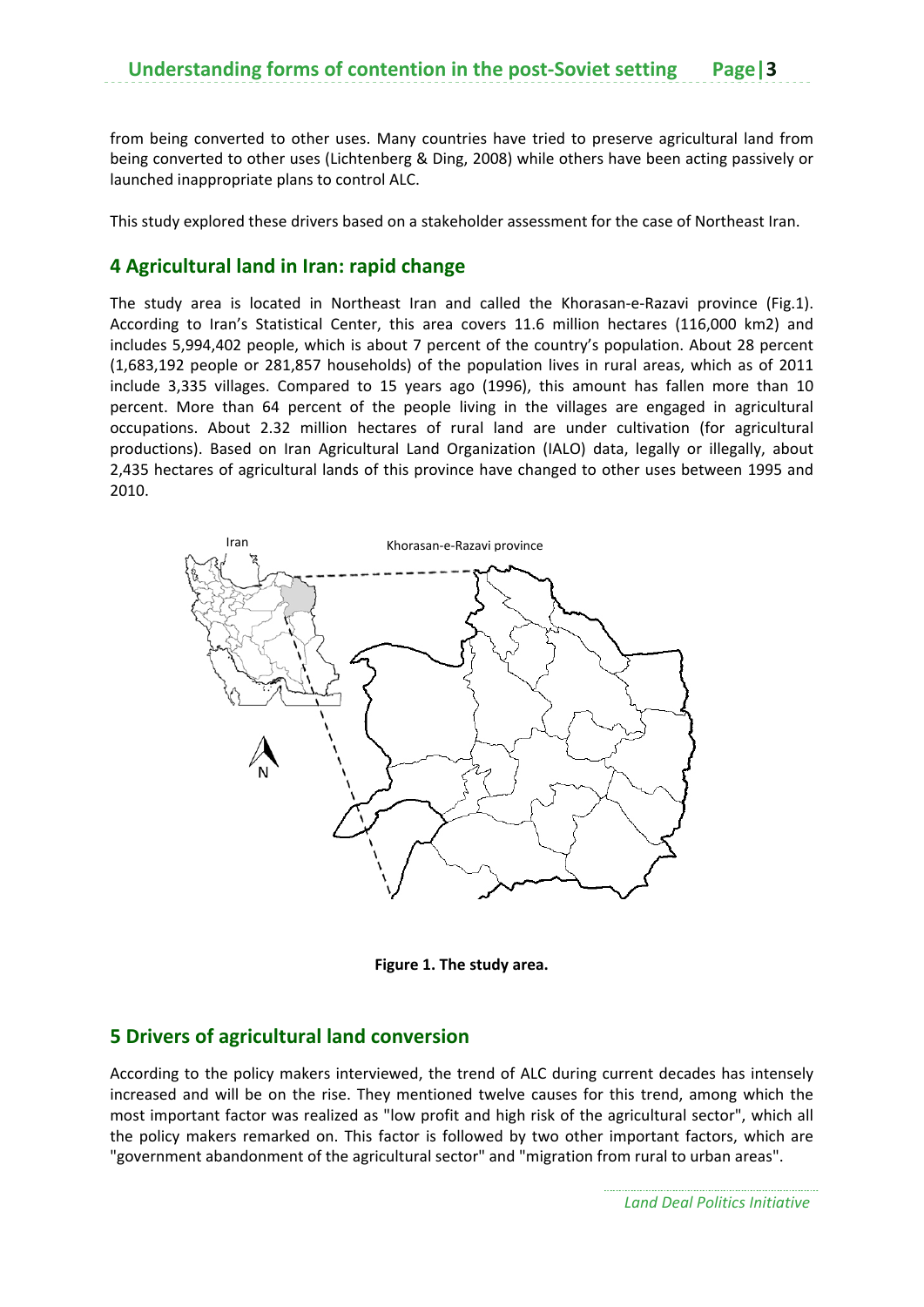from being converted to other uses. Many countries have tried to preserve agricultural land from being converted to other uses (Lichtenberg & Ding, 2008) while others have been acting passively or launched inappropriate plans to control ALC.

This study explored these drivers based on a stakeholder assessment for the case of Northeast Iran.

## 4 Agricultural land in Iran: rapid change

The study area is located in Northeast Iran and called the Khorasan-e-Razavi province (Fig.1). According to Iran's Statistical Center, this area covers 11.6 million hectares (116,000 km2) and includes 5,994,402 people, which is about 7 percent of the country's population. About 28 percent (1,683,192 people or 281,857 households) of the population lives in rural areas, which as of 2011 include 3,335 villages. Compared to 15 years ago (1996), this amount has fallen more than 10 percent. More than 64 percent of the people living in the villages are engaged in agricultural occupations. About 2.32 million hectares of rural land are under cultivation (for agricultural productions). Based on Iran Agricultural Land Organization (IALO) data, legally or illegally, about 2,435 hectares of agricultural lands of this province have changed to other uses between 1995 and 2010.

**Figure 1. The study area.**

## 5 Drivers of agricultural land conversion

According to the policy makers interviewed, the trend of ALC during current decades has intensely increased and will be on the rise. They mentioned twelve causes for this trend, among which the most important factor was realized as "low profit and high risk of the agricultural sector", which all the policy makers remarked on. This factor is followed by two other important factors, which are "government abandonment of the agricultural sector" and "migration from rural to urban areas".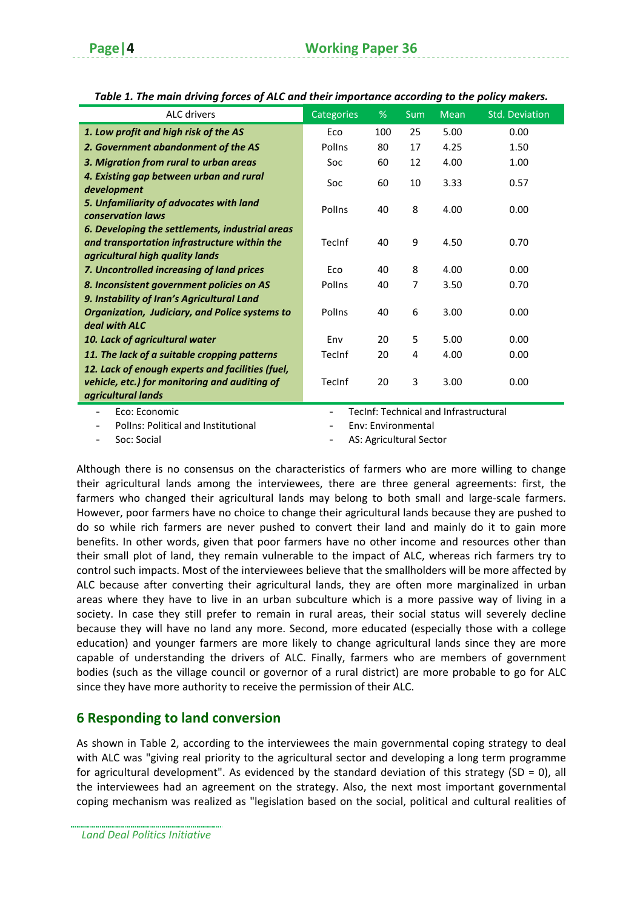*Table 1. The main driving forces of ALC and their importance according to the policy makers.*

| ALC drivers | Categories | % | Sum | Mean | Std. Deviation |
|---|---|---|---|---|---|
| ***1. Low profit and high risk of the AS*** | Eco | 100 | 25 | 5.00 | 0.00 |
| ***2. Government abandonment of the AS*** | PolIns | 80 | 17 | 4.25 | 1.50 |
| ***3. Migration from rural to urban areas*** | Soc | 60 | 12 | 4.00 | 1.00 |
| ***4. Existing gap between urban and rural development*** | Soc | 60 | 10 | 3.33 | 0.57 |
| ***5. Unfamiliarity of advocates with land conservation laws*** | PolIns | 40 | 8 | 4.00 | 0.00 |
| ***6. Developing the settlements, industrial areas and transportation infrastructure within the agricultural high quality lands*** | TecInf | 40 | 9 | 4.50 | 0.70 |
| ***7. Uncontrolled increasing of land prices*** | Eco | 40 | 8 | 4.00 | 0.00 |
| ***8. Inconsistent government policies on AS*** | PolIns | 40 | 7 | 3.50 | 0.70 |
| ***9. Instability of Iran's Agricultural Land Organization, Judiciary, and Police systems to deal with ALC*** | PolIns | 40 | 6 | 3.00 | 0.00 |
| ***10. Lack of agricultural water*** | Env | 20 | 5 | 5.00 | 0.00 |
| ***11. The lack of a suitable cropping patterns*** | TecInf | 20 | 4 | 4.00 | 0.00 |
| ***12. Lack of enough experts and facilities (fuel, vehicle, etc.) for monitoring and auditing of agricultural lands*** | TecInf | 20 | 3 | 3.00 | 0.00 |

- Eco: Economic
- PolIns: Political and Institutional
- Soc: Social
- TecInf: Technical and Infrastructural
- Env: Environmental
- AS: Agricultural Sector

Although there is no consensus on the characteristics of farmers who are more willing to change their agricultural lands among the interviewees, there are three general agreements: first, the farmers who changed their agricultural lands may belong to both small and large-scale farmers. However, poor farmers have no choice to change their agricultural lands because they are pushed to do so while rich farmers are never pushed to convert their land and mainly do it to gain more benefits. In other words, given that poor farmers have no other income and resources other than their small plot of land, they remain vulnerable to the impact of ALC, whereas rich farmers try to control such impacts. Most of the interviewees believe that the smallholders will be more affected by ALC because after converting their agricultural lands, they are often more marginalized in urban areas where they have to live in an urban subculture which is a more passive way of living in a society. In case they still prefer to remain in rural areas, their social status will severely decline because they will have no land any more. Second, more educated (especially those with a college education) and younger farmers are more likely to change agricultural lands since they are more capable of understanding the drivers of ALC. Finally, farmers who are members of government bodies (such as the village council or governor of a rural district) are more probable to go for ALC since they have more authority to receive the permission of their ALC.

## 6 Responding to land conversion

As shown in Table 2, according to the interviewees the main governmental coping strategy to deal with ALC was "giving real priority to the agricultural sector and developing a long term programme for agricultural development". As evidenced by the standard deviation of this strategy (SD = 0), all the interviewees had an agreement on the strategy. Also, the next most important governmental coping mechanism was realized as "legislation based on the social, political and cultural realities of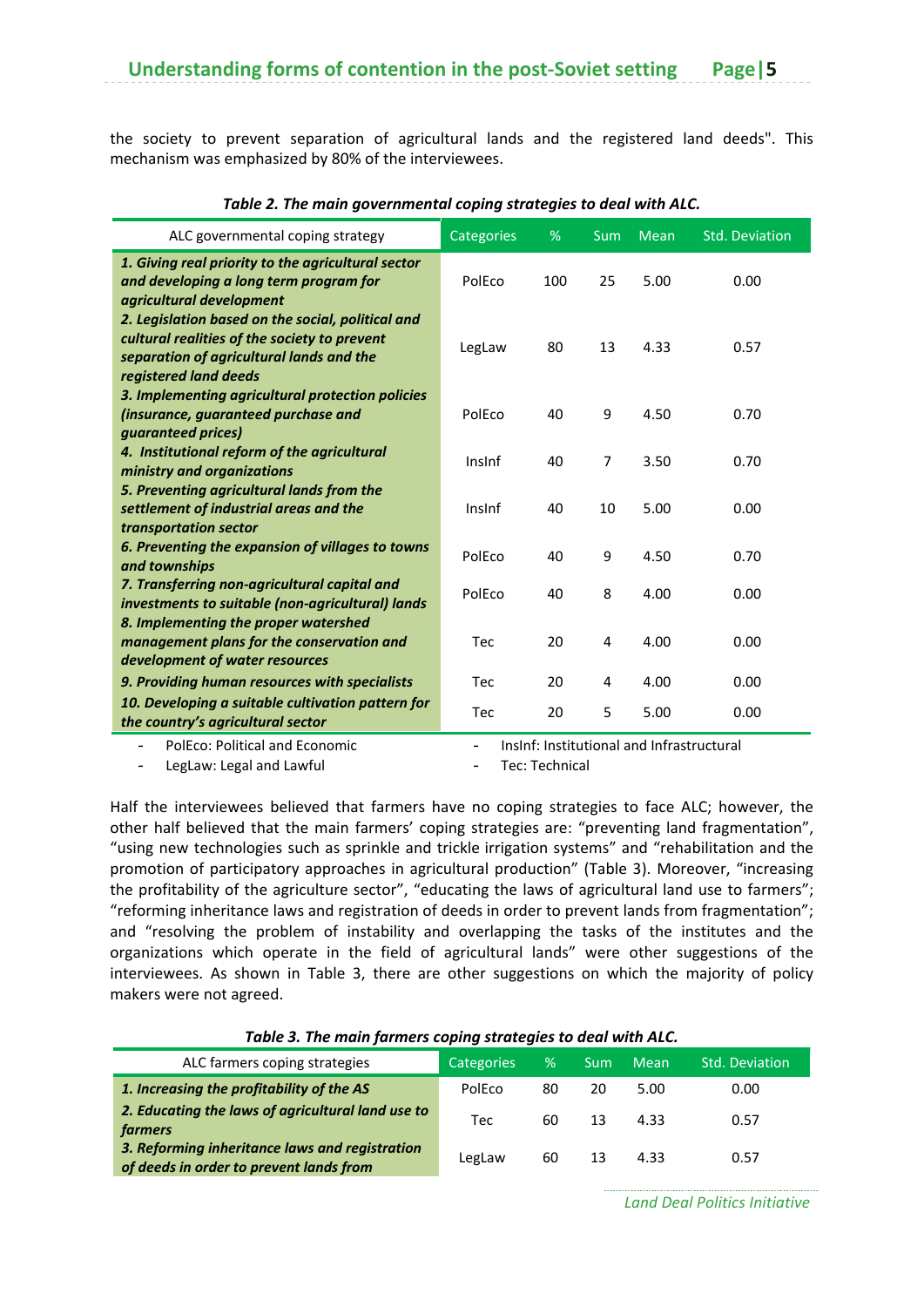the society to prevent separation of agricultural lands and the registered land deeds". This mechanism was emphasized by 80% of the interviewees.

***Table 2. The main governmental coping strategies to deal with ALC.***

| ALC governmental coping strategy | Categories | % | Sum | Mean | Std. Deviation |
|---|---|---|---|---|---|
| ***1. Giving real priority to the agricultural sector and developing a long term program for agricultural development*** | PolEco | 100 | 25 | 5.00 | 0.00 |
| ***2. Legislation based on the social, political and cultural realities of the society to prevent separation of agricultural lands and the registered land deeds*** | LegLaw | 80 | 13 | 4.33 | 0.57 |
| ***3. Implementing agricultural protection policies (insurance, guaranteed purchase and guaranteed prices)*** | PolEco | 40 | 9 | 4.50 | 0.70 |
| ***4. Institutional reform of the agricultural ministry and organizations*** | InsInf | 40 | 7 | 3.50 | 0.70 |
| ***5. Preventing agricultural lands from the settlement of industrial areas and the transportation sector*** | InsInf | 40 | 10 | 5.00 | 0.00 |
| ***6. Preventing the expansion of villages to towns and townships*** | PolEco | 40 | 9 | 4.50 | 0.70 |
| ***7. Transferring non-agricultural capital and investments to suitable (non-agricultural) lands*** | PolEco | 40 | 8 | 4.00 | 0.00 |
| ***8. Implementing the proper watershed management plans for the conservation and development of water resources*** | Tec | 20 | 4 | 4.00 | 0.00 |
| ***9. Providing human resources with specialists*** | Tec | 20 | 4 | 4.00 | 0.00 |
| ***10. Developing a suitable cultivation pattern for the country's agricultural sector*** | Tec | 20 | 5 | 5.00 | 0.00 |

- PolEco: Political and Economic
- LegLaw: Legal and Lawful
- InsInf: Institutional and Infrastructural
- Tec: Technical

Half the interviewees believed that farmers have no coping strategies to face ALC; however, the other half believed that the main farmers' coping strategies are: "preventing land fragmentation", "using new technologies such as sprinkle and trickle irrigation systems" and "rehabilitation and the promotion of participatory approaches in agricultural production" (Table 3). Moreover, "increasing the profitability of the agriculture sector", "educating the laws of agricultural land use to farmers"; "reforming inheritance laws and registration of deeds in order to prevent lands from fragmentation"; and "resolving the problem of instability and overlapping the tasks of the institutes and the organizations which operate in the field of agricultural lands" were other suggestions of the interviewees. As shown in Table 3, there are other suggestions on which the majority of policy makers were not agreed.

***Table 3. The main farmers coping strategies to deal with ALC.***

| ALC farmers coping strategies | Categories | % | Sum | Mean | Std. Deviation |
|---|---|---|---|---|---|
| ***1. Increasing the profitability of the AS*** | PolEco | 80 | 20 | 5.00 | 0.00 |
| ***2. Educating the laws of agricultural land use to farmers*** | Tec | 60 | 13 | 4.33 | 0.57 |
| ***3. Reforming inheritance laws and registration of deeds in order to prevent lands from*** | LegLaw | 60 | 13 | 4.33 | 0.57 |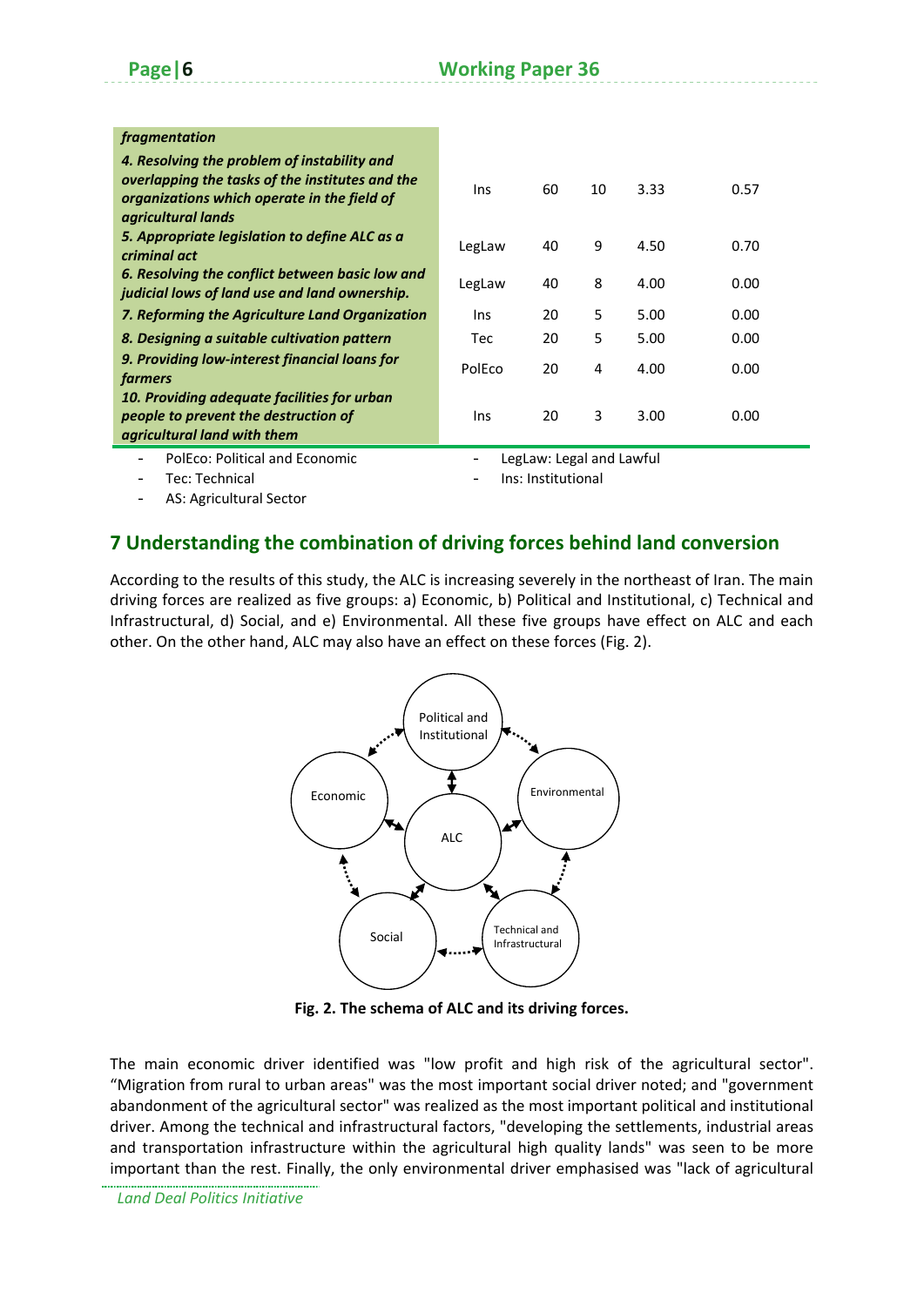| | | | | | |
|---|---|---|---|---|---|
| ***fragmentation*** | | | | | |
| ***4. Resolving the problem of instability and overlapping the tasks of the institutes and the organizations which operate in the field of agricultural lands*** | Ins | 60 | 10 | 3.33 | 0.57 |
| ***5. Appropriate legislation to define ALC as a criminal act*** | LegLaw | 40 | 9 | 4.50 | 0.70 |
| ***6. Resolving the conflict between basic low and judicial lows of land use and land ownership.*** | LegLaw | 40 | 8 | 4.00 | 0.00 |
| ***7. Reforming the Agriculture Land Organization*** | Ins | 20 | 5 | 5.00 | 0.00 |
| ***8. Designing a suitable cultivation pattern*** | Tec | 20 | 5 | 5.00 | 0.00 |
| ***9. Providing low-interest financial loans for farmers*** | PolEco | 20 | 4 | 4.00 | 0.00 |
| ***10. Providing adequate facilities for urban people to prevent the destruction of agricultural land with them*** | Ins | 20 | 3 | 3.00 | 0.00 |

- PolEco: Political and Economic
- Tec: Technical
- AS: Agricultural Sector
- LegLaw: Legal and Lawful
- Ins: Institutional

## 7 Understanding the combination of driving forces behind land conversion

According to the results of this study, the ALC is increasing severely in the northeast of Iran. The main driving forces are realized as five groups: a) Economic, b) Political and Institutional, c) Technical and Infrastructural, d) Social, and e) Environmental. All these five groups have effect on ALC and each other. On the other hand, ALC may also have an effect on these forces (Fig. 2).

**Fig. 2. The schema of ALC and its driving forces.**

The main economic driver identified was "low profit and high risk of the agricultural sector". "Migration from rural to urban areas" was the most important social driver noted; and "government abandonment of the agricultural sector" was realized as the most important political and institutional driver. Among the technical and infrastructural factors, "developing the settlements, industrial areas and transportation infrastructure within the agricultural high quality lands" was seen to be more important than the rest. Finally, the only environmental driver emphasised was "lack of agricultural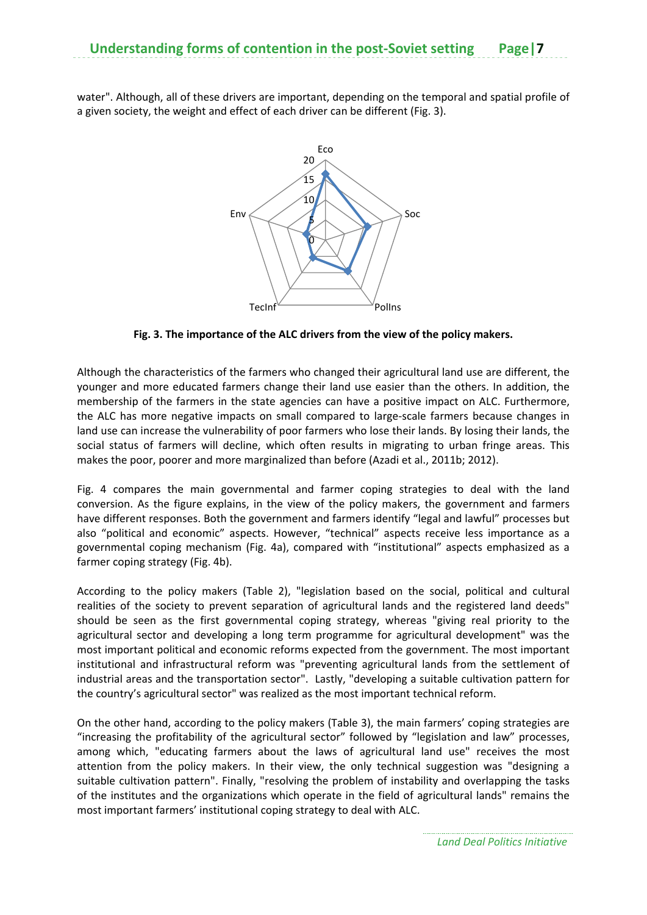water". Although, all of these drivers are important, depending on the temporal and spatial profile of a given society, the weight and effect of each driver can be different (Fig. 3).

**Fig. 3. The importance of the ALC drivers from the view of the policy makers.**

Although the characteristics of the farmers who changed their agricultural land use are different, the younger and more educated farmers change their land use easier than the others. In addition, the membership of the farmers in the state agencies can have a positive impact on ALC. Furthermore, the ALC has more negative impacts on small compared to large-scale farmers because changes in land use can increase the vulnerability of poor farmers who lose their lands. By losing their lands, the social status of farmers will decline, which often results in migrating to urban fringe areas. This makes the poor, poorer and more marginalized than before (Azadi et al., 2011b; 2012).

Fig. 4 compares the main governmental and farmer coping strategies to deal with the land conversion. As the figure explains, in the view of the policy makers, the government and farmers have different responses. Both the government and farmers identify "legal and lawful" processes but also "political and economic" aspects. However, "technical" aspects receive less importance as a governmental coping mechanism (Fig. 4a), compared with "institutional" aspects emphasized as a farmer coping strategy (Fig. 4b).

According to the policy makers (Table 2), "legislation based on the social, political and cultural realities of the society to prevent separation of agricultural lands and the registered land deeds" should be seen as the first governmental coping strategy, whereas "giving real priority to the agricultural sector and developing a long term programme for agricultural development" was the most important political and economic reforms expected from the government. The most important institutional and infrastructural reform was "preventing agricultural lands from the settlement of industrial areas and the transportation sector". Lastly, "developing a suitable cultivation pattern for the country's agricultural sector" was realized as the most important technical reform.

On the other hand, according to the policy makers (Table 3), the main farmers' coping strategies are "increasing the profitability of the agricultural sector" followed by "legislation and law" processes, among which, "educating farmers about the laws of agricultural land use" receives the most attention from the policy makers. In their view, the only technical suggestion was "designing a suitable cultivation pattern". Finally, "resolving the problem of instability and overlapping the tasks of the institutes and the organizations which operate in the field of agricultural lands" remains the most important farmers' institutional coping strategy to deal with ALC.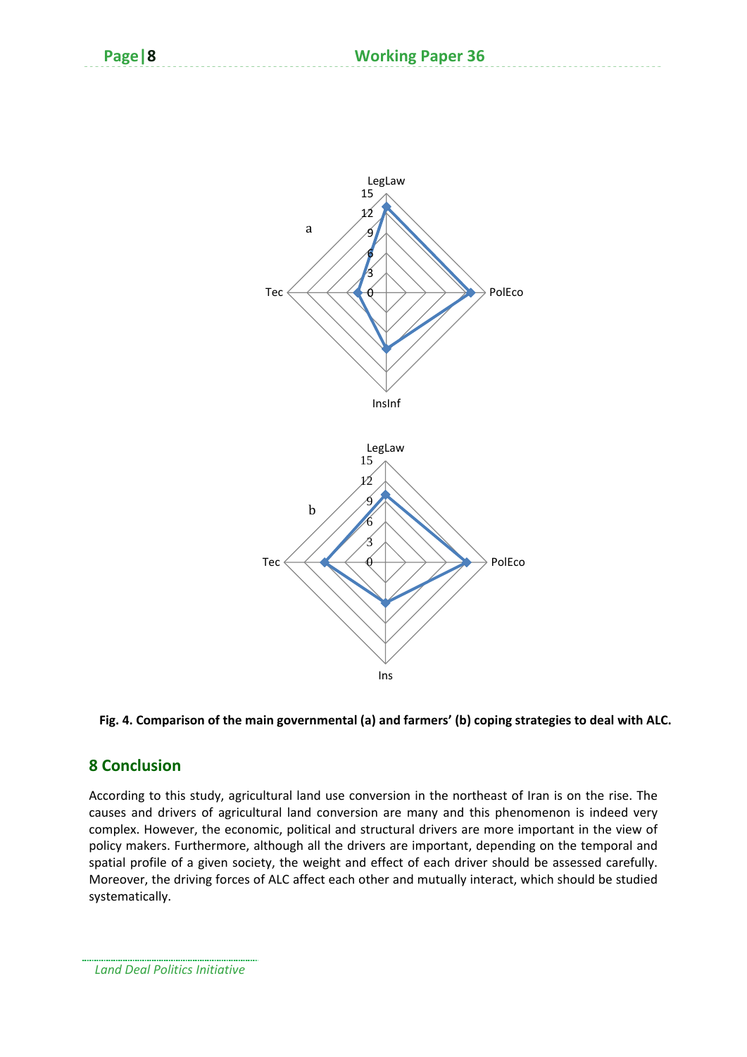Fig. 4. Comparison of the main governmental (a) and farmers' (b) coping strategies to deal with ALC.

## 8 Conclusion

According to this study, agricultural land use conversion in the northeast of Iran is on the rise. The causes and drivers of agricultural land conversion are many and this phenomenon is indeed very complex. However, the economic, political and structural drivers are more important in the view of policy makers. Furthermore, although all the drivers are important, depending on the temporal and spatial profile of a given society, the weight and effect of each driver should be assessed carefully. Moreover, the driving forces of ALC affect each other and mutually interact, which should be studied systematically.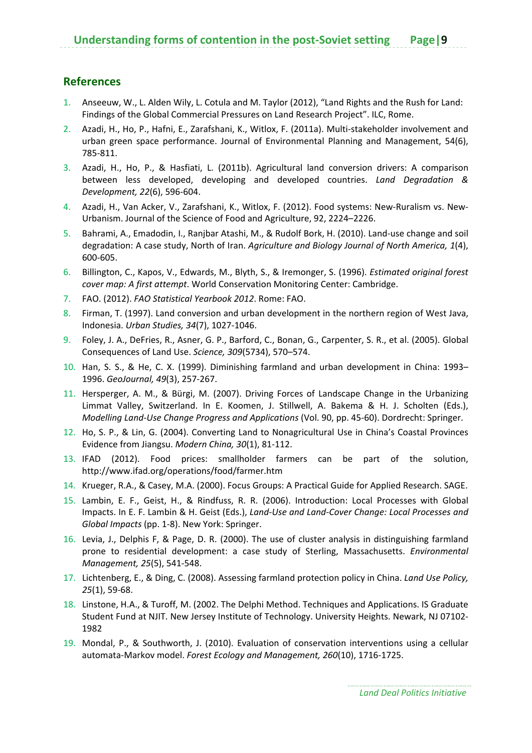## References

1. Anseeuw, W., L. Alden Wily, L. Cotula and M. Taylor (2012), “Land Rights and the Rush for Land: Findings of the Global Commercial Pressures on Land Research Project”. ILC, Rome.
2. Azadi, H., Ho, P., Hafni, E., Zarafshani, K., Witlox, F. (2011a). Multi-stakeholder involvement and urban green space performance. Journal of Environmental Planning and Management, 54(6), 785-811.
3. Azadi, H., Ho, P., & Hasfiati, L. (2011b). Agricultural land conversion drivers: A comparison between less developed, developing and developed countries. *Land Degradation & Development, 22*(6), 596-604.
4. Azadi, H., Van Acker, V., Zarafshani, K., Witlox, F. (2012). Food systems: New-Ruralism vs. New-Urbanism. Journal of the Science of Food and Agriculture, 92, 2224–2226.
5. Bahrami, A., Emadodin, I., Ranjbar Atashi, M., & Rudolf Bork, H. (2010). Land-use change and soil degradation: A case study, North of Iran. *Agriculture and Biology Journal of North America, 1*(4), 600-605.
6. Billington, C., Kapos, V., Edwards, M., Blyth, S., & Iremonger, S. (1996). *Estimated original forest cover map: A first attempt*. World Conservation Monitoring Center: Cambridge.
7. FAO. (2012). *FAO Statistical Yearbook 2012*. Rome: FAO.
8. Firman, T. (1997). Land conversion and urban development in the northern region of West Java, Indonesia. *Urban Studies, 34*(7), 1027-1046.
9. Foley, J. A., DeFries, R., Asner, G. P., Barford, C., Bonan, G., Carpenter, S. R., et al. (2005). Global Consequences of Land Use. *Science, 309*(5734), 570–574.
10. Han, S. S., & He, C. X. (1999). Diminishing farmland and urban development in China: 1993–1996. *GeoJournal, 49*(3), 257-267.
11. Hersperger, A. M., & Bürgi, M. (2007). Driving Forces of Landscape Change in the Urbanizing Limmat Valley, Switzerland. In E. Koomen, J. Stillwell, A. Bakema & H. J. Scholten (Eds.), *Modelling Land-Use Change Progress and Applications* (Vol. 90, pp. 45-60). Dordrecht: Springer.
12. Ho, S. P., & Lin, G. (2004). Converting Land to Nonagricultural Use in China’s Coastal Provinces Evidence from Jiangsu. *Modern China, 30*(1), 81-112.
13. IFAD (2012). Food prices: smallholder farmers can be part of the solution, http://www.ifad.org/operations/food/farmer.htm
14. Krueger, R.A., & Casey, M.A. (2000). Focus Groups: A Practical Guide for Applied Research. SAGE.
15. Lambin, E. F., Geist, H., & Rindfuss, R. R. (2006). Introduction: Local Processes with Global Impacts. In E. F. Lambin & H. Geist (Eds.), *Land-Use and Land-Cover Change: Local Processes and Global Impacts* (pp. 1-8). New York: Springer.
16. Levia, J., Delphis F, & Page, D. R. (2000). The use of cluster analysis in distinguishing farmland prone to residential development: a case study of Sterling, Massachusetts. *Environmental Management, 25*(5), 541-548.
17. Lichtenberg, E., & Ding, C. (2008). Assessing farmland protection policy in China. *Land Use Policy, 25*(1), 59-68.
18. Linstone, H.A., & Turoff, M. (2002. The Delphi Method. Techniques and Applications. IS Graduate Student Fund at NJIT. New Jersey Institute of Technology. University Heights. Newark, NJ 07102-1982
19. Mondal, P., & Southworth, J. (2010). Evaluation of conservation interventions using a cellular automata-Markov model. *Forest Ecology and Management, 260*(10), 1716-1725.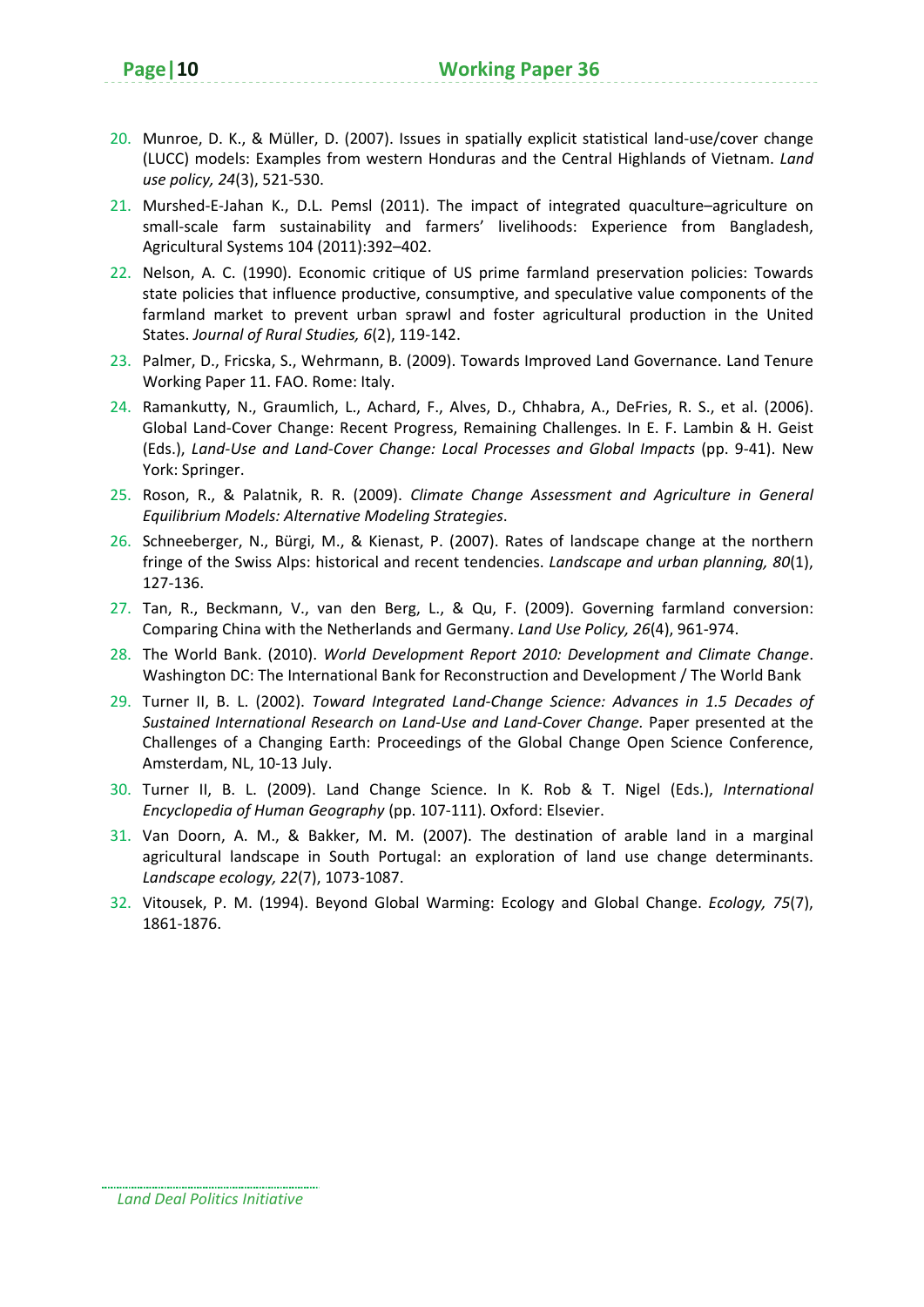20. Munroe, D. K., & Müller, D. (2007). Issues in spatially explicit statistical land-use/cover change (LUCC) models: Examples from western Honduras and the Central Highlands of Vietnam. *Land use policy, 24*(3), 521-530.
21. Murshed-E-Jahan K., D.L. Pemsl (2011). The impact of integrated quaculture–agriculture on small-scale farm sustainability and farmers' livelihoods: Experience from Bangladesh, Agricultural Systems 104 (2011):392–402.
22. Nelson, A. C. (1990). Economic critique of US prime farmland preservation policies: Towards state policies that influence productive, consumptive, and speculative value components of the farmland market to prevent urban sprawl and foster agricultural production in the United States. *Journal of Rural Studies, 6*(2), 119-142.
23. Palmer, D., Fricska, S., Wehrmann, B. (2009). Towards Improved Land Governance. Land Tenure Working Paper 11. FAO. Rome: Italy.
24. Ramankutty, N., Graumlich, L., Achard, F., Alves, D., Chhabra, A., DeFries, R. S., et al. (2006). Global Land-Cover Change: Recent Progress, Remaining Challenges. In E. F. Lambin & H. Geist (Eds.), *Land-Use and Land-Cover Change: Local Processes and Global Impacts* (pp. 9-41). New York: Springer.
25. Roson, R., & Palatnik, R. R. (2009). *Climate Change Assessment and Agriculture in General Equilibrium Models: Alternative Modeling Strategies*.
26. Schneeberger, N., Bürgi, M., & Kienast, P. (2007). Rates of landscape change at the northern fringe of the Swiss Alps: historical and recent tendencies. *Landscape and urban planning, 80*(1), 127-136.
27. Tan, R., Beckmann, V., van den Berg, L., & Qu, F. (2009). Governing farmland conversion: Comparing China with the Netherlands and Germany. *Land Use Policy, 26*(4), 961-974.
28. The World Bank. (2010). *World Development Report 2010: Development and Climate Change*. Washington DC: The International Bank for Reconstruction and Development / The World Bank
29. Turner II, B. L. (2002). *Toward Integrated Land-Change Science: Advances in 1.5 Decades of Sustained International Research on Land-Use and Land-Cover Change.* Paper presented at the Challenges of a Changing Earth: Proceedings of the Global Change Open Science Conference, Amsterdam, NL, 10-13 July.
30. Turner II, B. L. (2009). Land Change Science. In K. Rob & T. Nigel (Eds.), *International Encyclopedia of Human Geography* (pp. 107-111). Oxford: Elsevier.
31. Van Doorn, A. M., & Bakker, M. M. (2007). The destination of arable land in a marginal agricultural landscape in South Portugal: an exploration of land use change determinants. *Landscape ecology, 22*(7), 1073-1087.
32. Vitousek, P. M. (1994). Beyond Global Warming: Ecology and Global Change. *Ecology, 75*(7), 1861-1876.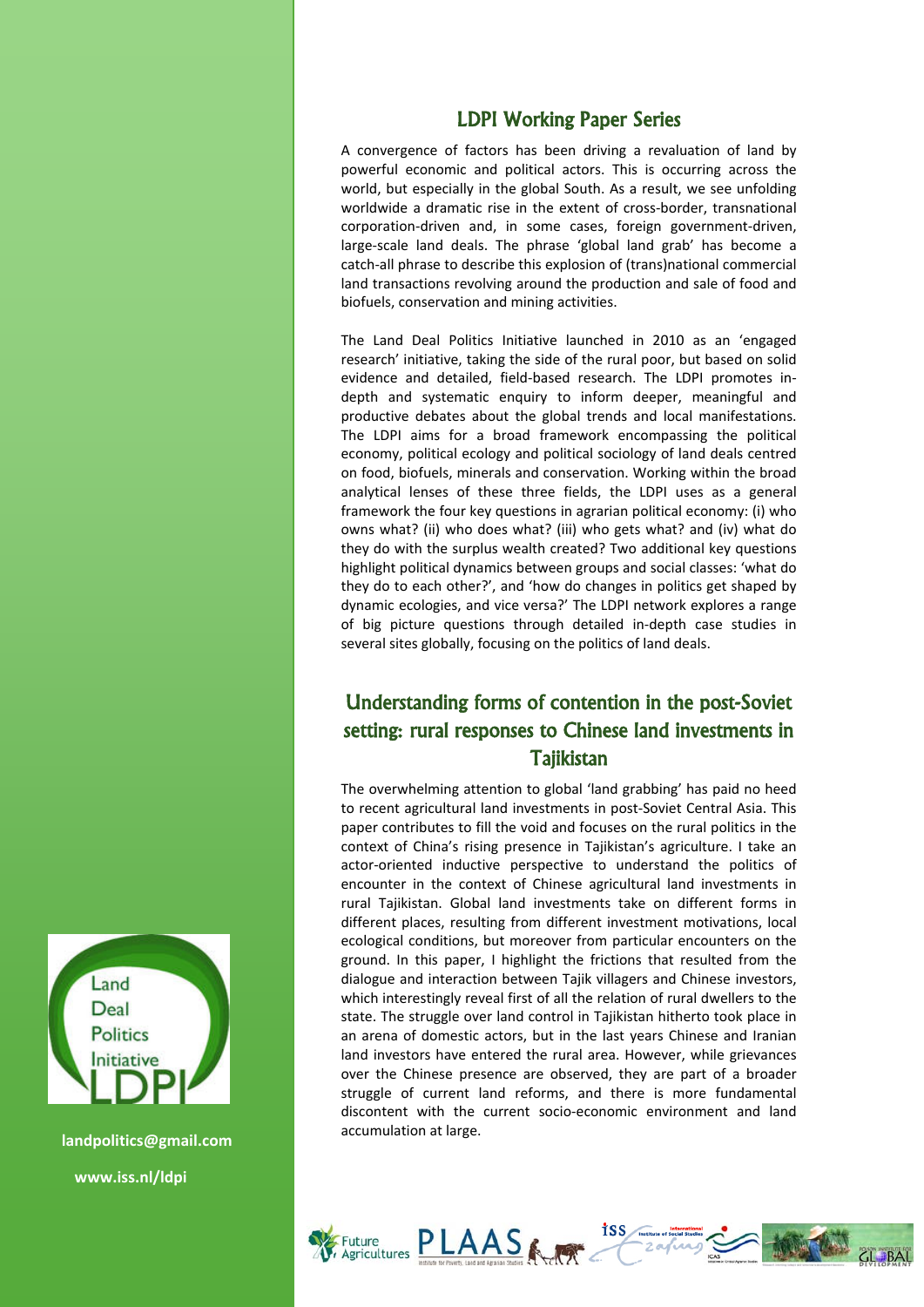## LDPI Working Paper Series

A convergence of factors has been driving a revaluation of land by powerful economic and political actors. This is occurring across the world, but especially in the global South. As a result, we see unfolding worldwide a dramatic rise in the extent of cross-border, transnational corporation-driven and, in some cases, foreign government-driven, large-scale land deals. The phrase 'global land grab' has become a catch-all phrase to describe this explosion of (trans)national commercial land transactions revolving around the production and sale of food and biofuels, conservation and mining activities.

The Land Deal Politics Initiative launched in 2010 as an 'engaged research' initiative, taking the side of the rural poor, but based on solid evidence and detailed, field-based research. The LDPI promotes in-depth and systematic enquiry to inform deeper, meaningful and productive debates about the global trends and local manifestations. The LDPI aims for a broad framework encompassing the political economy, political ecology and political sociology of land deals centred on food, biofuels, minerals and conservation. Working within the broad analytical lenses of these three fields, the LDPI uses as a general framework the four key questions in agrarian political economy: (i) who owns what? (ii) who does what? (iii) who gets what? and (iv) what do they do with the surplus wealth created? Two additional key questions highlight political dynamics between groups and social classes: 'what do they do to each other?', and 'how do changes in politics get shaped by dynamic ecologies, and vice versa?' The LDPI network explores a range of big picture questions through detailed in-depth case studies in several sites globally, focusing on the politics of land deals.

## Understanding forms of contention in the post-Soviet setting: rural responses to Chinese land investments in Tajikistan

The overwhelming attention to global 'land grabbing' has paid no heed to recent agricultural land investments in post-Soviet Central Asia. This paper contributes to fill the void and focuses on the rural politics in the context of China's rising presence in Tajikistan's agriculture. I take an actor-oriented inductive perspective to understand the politics of encounter in the context of Chinese agricultural land investments in rural Tajikistan. Global land investments take on different forms in different places, resulting from different investment motivations, local ecological conditions, but moreover from particular encounters on the ground. In this paper, I highlight the frictions that resulted from the dialogue and interaction between Tajik villagers and Chinese investors, which interestingly reveal first of all the relation of rural dwellers to the state. The struggle over land control in Tajikistan hitherto took place in an arena of domestic actors, but in the last years Chinese and Iranian land investors have entered the rural area. However, while grievances over the Chinese presence are observed, they are part of a broader struggle of current land reforms, and there is more fundamental discontent with the current socio-economic environment and land accumulation at large.

Land Deal Politics Initiative LDPI

landpolitics@gmail.com

www.iss.nl/ldpi